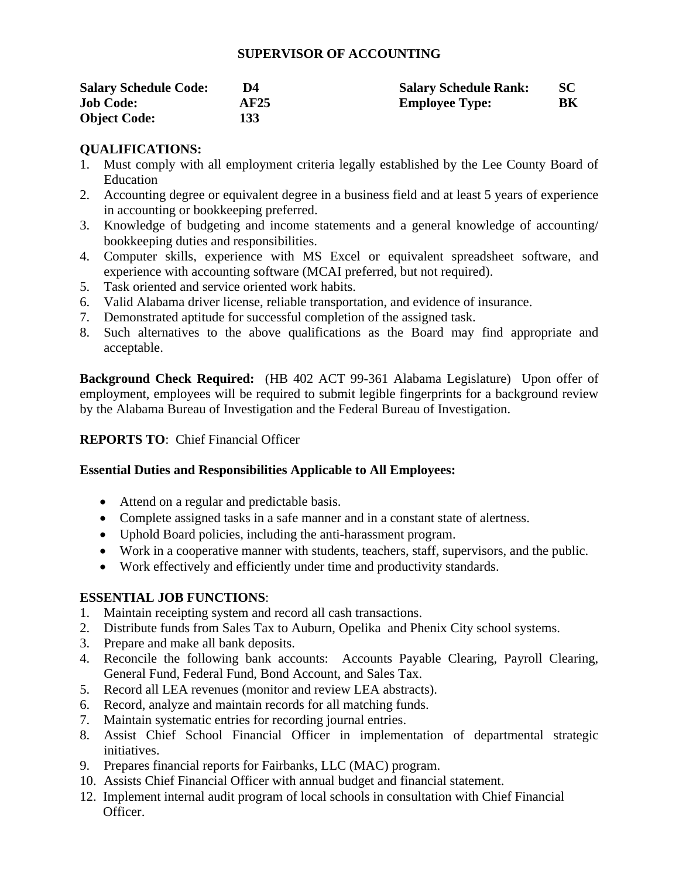# SUPERVISOR OF ACCOUNTING

| | | | |
|---|---|---|---|
| **Salary Schedule Code:** | **D4** | **Salary Schedule Rank:** | **SC** |
| **Job Code:** | **AF25** | **Employee Type:** | **BK** |
| **Object Code:** | **133** | | |

**QUALIFICATIONS:**

1. Must comply with all employment criteria legally established by the Lee County Board of Education
2. Accounting degree or equivalent degree in a business field and at least 5 years of experience in accounting or bookkeeping preferred.
3. Knowledge of budgeting and income statements and a general knowledge of accounting/ bookkeeping duties and responsibilities.
4. Computer skills, experience with MS Excel or equivalent spreadsheet software, and experience with accounting software (MCAI preferred, but not required).
5. Task oriented and service oriented work habits.
6. Valid Alabama driver license, reliable transportation, and evidence of insurance.
7. Demonstrated aptitude for successful completion of the assigned task.
8. Such alternatives to the above qualifications as the Board may find appropriate and acceptable.

**Background Check Required:** (HB 402 ACT 99-361 Alabama Legislature) Upon offer of employment, employees will be required to submit legible fingerprints for a background review by the Alabama Bureau of Investigation and the Federal Bureau of Investigation.

**REPORTS TO**: Chief Financial Officer

**Essential Duties and Responsibilities Applicable to All Employees:**

- Attend on a regular and predictable basis.
- Complete assigned tasks in a safe manner and in a constant state of alertness.
- Uphold Board policies, including the anti-harassment program.
- Work in a cooperative manner with students, teachers, staff, supervisors, and the public.
- Work effectively and efficiently under time and productivity standards.

**ESSENTIAL JOB FUNCTIONS**:

1. Maintain receipting system and record all cash transactions.
2. Distribute funds from Sales Tax to Auburn, Opelika and Phenix City school systems.
3. Prepare and make all bank deposits.
4. Reconcile the following bank accounts: Accounts Payable Clearing, Payroll Clearing, General Fund, Federal Fund, Bond Account, and Sales Tax.
5. Record all LEA revenues (monitor and review LEA abstracts).
6. Record, analyze and maintain records for all matching funds.
7. Maintain systematic entries for recording journal entries.
8. Assist Chief School Financial Officer in implementation of departmental strategic initiatives.
9. Prepares financial reports for Fairbanks, LLC (MAC) program.
10. Assists Chief Financial Officer with annual budget and financial statement.

12. Implement internal audit program of local schools in consultation with Chief Financial Officer.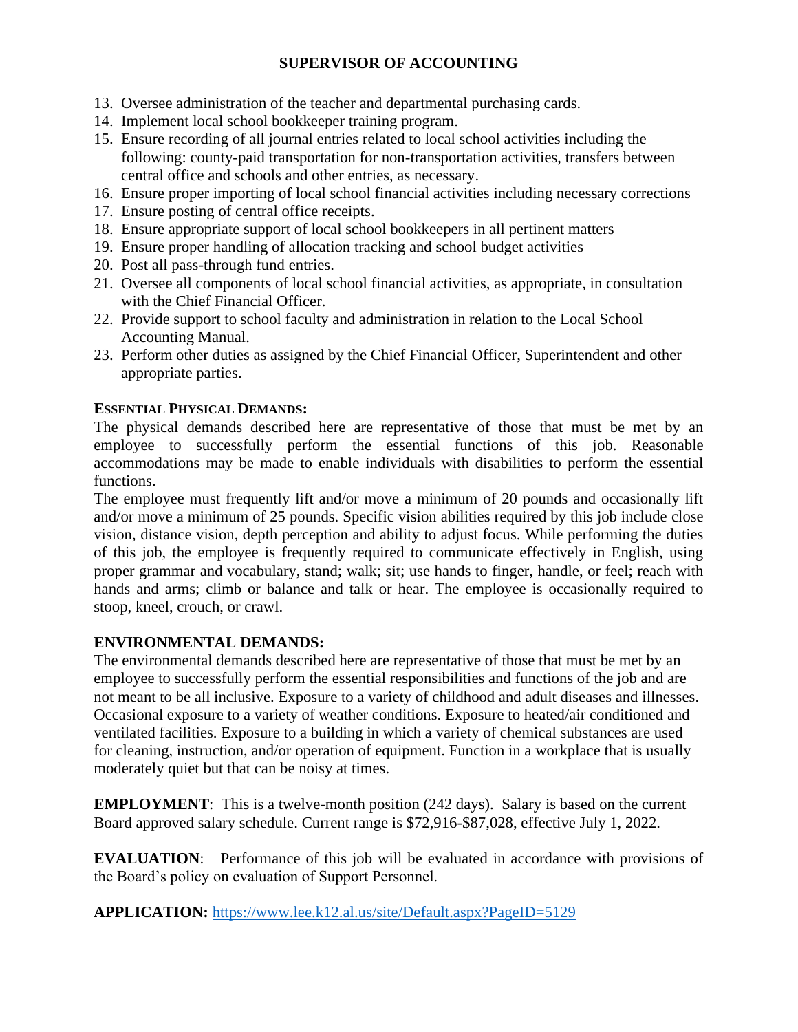# SUPERVISOR OF ACCOUNTING

13. Oversee administration of the teacher and departmental purchasing cards.
14. Implement local school bookkeeper training program.
15. Ensure recording of all journal entries related to local school activities including the following: county-paid transportation for non-transportation activities, transfers between central office and schools and other entries, as necessary.
16. Ensure proper importing of local school financial activities including necessary corrections
17. Ensure posting of central office receipts.
18. Ensure appropriate support of local school bookkeepers in all pertinent matters
19. Ensure proper handling of allocation tracking and school budget activities
20. Post all pass-through fund entries.
21. Oversee all components of local school financial activities, as appropriate, in consultation with the Chief Financial Officer.
22. Provide support to school faculty and administration in relation to the Local School Accounting Manual.
23. Perform other duties as assigned by the Chief Financial Officer, Superintendent and other appropriate parties.

**ESSENTIAL PHYSICAL DEMANDS:**

The physical demands described here are representative of those that must be met by an employee to successfully perform the essential functions of this job. Reasonable accommodations may be made to enable individuals with disabilities to perform the essential functions.

The employee must frequently lift and/or move a minimum of 20 pounds and occasionally lift and/or move a minimum of 25 pounds. Specific vision abilities required by this job include close vision, distance vision, depth perception and ability to adjust focus. While performing the duties of this job, the employee is frequently required to communicate effectively in English, using proper grammar and vocabulary, stand; walk; sit; use hands to finger, handle, or feel; reach with hands and arms; climb or balance and talk or hear. The employee is occasionally required to stoop, kneel, crouch, or crawl.

**ENVIRONMENTAL DEMANDS:**

The environmental demands described here are representative of those that must be met by an employee to successfully perform the essential responsibilities and functions of the job and are not meant to be all inclusive. Exposure to a variety of childhood and adult diseases and illnesses. Occasional exposure to a variety of weather conditions. Exposure to heated/air conditioned and ventilated facilities. Exposure to a building in which a variety of chemical substances are used for cleaning, instruction, and/or operation of equipment. Function in a workplace that is usually moderately quiet but that can be noisy at times.

**EMPLOYMENT**: This is a twelve-month position (242 days). Salary is based on the current Board approved salary schedule. Current range is $72,916-$87,028, effective July 1, 2022.

**EVALUATION**: Performance of this job will be evaluated in accordance with provisions of the Board's policy on evaluation of Support Personnel.

**APPLICATION:** https://www.lee.k12.al.us/site/Default.aspx?PageID=5129